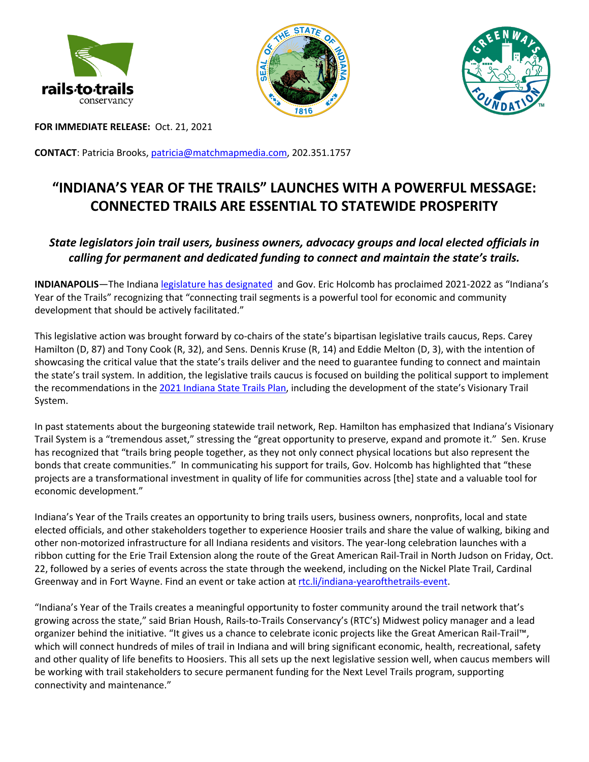**FOR IMMEDIATE RELEASE:** Oct. 21, 2021

**CONTACT**: Patricia Brooks, patricia@matchmapmedia.com, 202.351.1757

# "INDIANA'S YEAR OF THE TRAILS" LAUNCHES WITH A POWERFUL MESSAGE: CONNECTED TRAILS ARE ESSENTIAL TO STATEWIDE PROSPERITY

***State legislators join trail users, business owners, advocacy groups and local elected officials in calling for permanent and dedicated funding to connect and maintain the state's trails.***

**INDIANAPOLIS**—The Indiana legislature has designated and Gov. Eric Holcomb has proclaimed 2021-2022 as "Indiana's Year of the Trails" recognizing that "connecting trail segments is a powerful tool for economic and community development that should be actively facilitated."

This legislative action was brought forward by co-chairs of the state's bipartisan legislative trails caucus, Reps. Carey Hamilton (D, 87) and Tony Cook (R, 32), and Sens. Dennis Kruse (R, 14) and Eddie Melton (D, 3), with the intention of showcasing the critical value that the state's trails deliver and the need to guarantee funding to connect and maintain the state's trail system. In addition, the legislative trails caucus is focused on building the political support to implement the recommendations in the 2021 Indiana State Trails Plan, including the development of the state's Visionary Trail System.

In past statements about the burgeoning statewide trail network, Rep. Hamilton has emphasized that Indiana's Visionary Trail System is a "tremendous asset," stressing the "great opportunity to preserve, expand and promote it." Sen. Kruse has recognized that "trails bring people together, as they not only connect physical locations but also represent the bonds that create communities." In communicating his support for trails, Gov. Holcomb has highlighted that "these projects are a transformational investment in quality of life for communities across [the] state and a valuable tool for economic development."

Indiana's Year of the Trails creates an opportunity to bring trails users, business owners, nonprofits, local and state elected officials, and other stakeholders together to experience Hoosier trails and share the value of walking, biking and other non-motorized infrastructure for all Indiana residents and visitors. The year-long celebration launches with a ribbon cutting for the Erie Trail Extension along the route of the Great American Rail-Trail in North Judson on Friday, Oct. 22, followed by a series of events across the state through the weekend, including on the Nickel Plate Trail, Cardinal Greenway and in Fort Wayne. Find an event or take action at rtc.li/indiana-yearofthetrails-event.

"Indiana's Year of the Trails creates a meaningful opportunity to foster community around the trail network that's growing across the state," said Brian Housh, Rails-to-Trails Conservancy's (RTC's) Midwest policy manager and a lead organizer behind the initiative. "It gives us a chance to celebrate iconic projects like the Great American Rail-Trail™, which will connect hundreds of miles of trail in Indiana and will bring significant economic, health, recreational, safety and other quality of life benefits to Hoosiers. This all sets up the next legislative session well, when caucus members will be working with trail stakeholders to secure permanent funding for the Next Level Trails program, supporting connectivity and maintenance."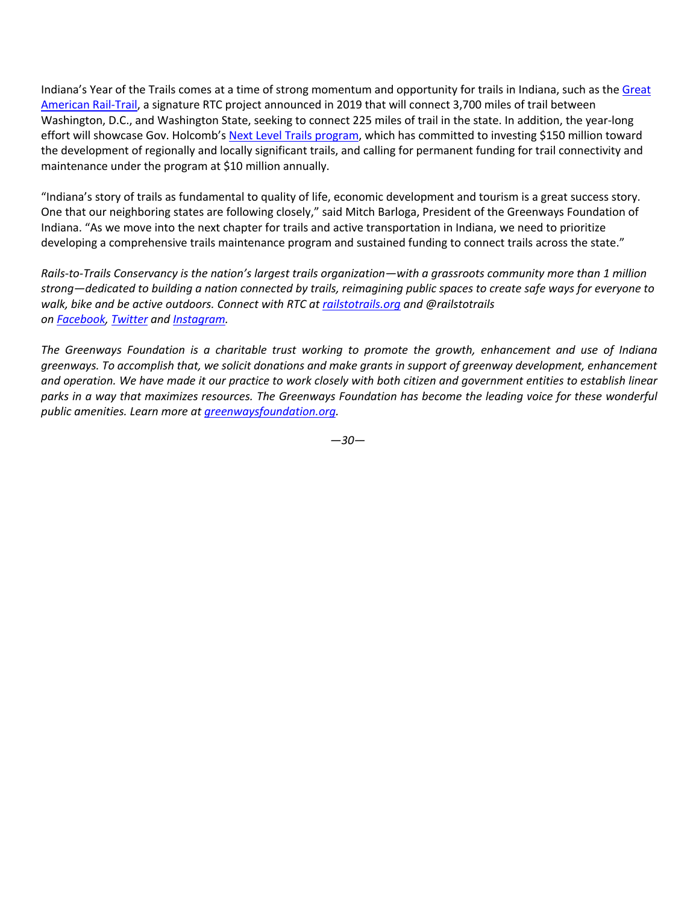Indiana's Year of the Trails comes at a time of strong momentum and opportunity for trails in Indiana, such as the Great American Rail-Trail, a signature RTC project announced in 2019 that will connect 3,700 miles of trail between Washington, D.C., and Washington State, seeking to connect 225 miles of trail in the state. In addition, the year-long effort will showcase Gov. Holcomb's Next Level Trails program, which has committed to investing $150 million toward the development of regionally and locally significant trails, and calling for permanent funding for trail connectivity and maintenance under the program at $10 million annually.

"Indiana's story of trails as fundamental to quality of life, economic development and tourism is a great success story. One that our neighboring states are following closely," said Mitch Barloga, President of the Greenways Foundation of Indiana. "As we move into the next chapter for trails and active transportation in Indiana, we need to prioritize developing a comprehensive trails maintenance program and sustained funding to connect trails across the state."

*Rails-to-Trails Conservancy is the nation's largest trails organization—with a grassroots community more than 1 million strong—dedicated to building a nation connected by trails, reimagining public spaces to create safe ways for everyone to walk, bike and be active outdoors. Connect with RTC at railstotrails.org and @railstotrails on Facebook, Twitter and Instagram.*

*The Greenways Foundation is a charitable trust working to promote the growth, enhancement and use of Indiana greenways. To accomplish that, we solicit donations and make grants in support of greenway development, enhancement and operation. We have made it our practice to work closely with both citizen and government entities to establish linear parks in a way that maximizes resources. The Greenways Foundation has become the leading voice for these wonderful public amenities. Learn more at greenwaysfoundation.org.*

*—30—*